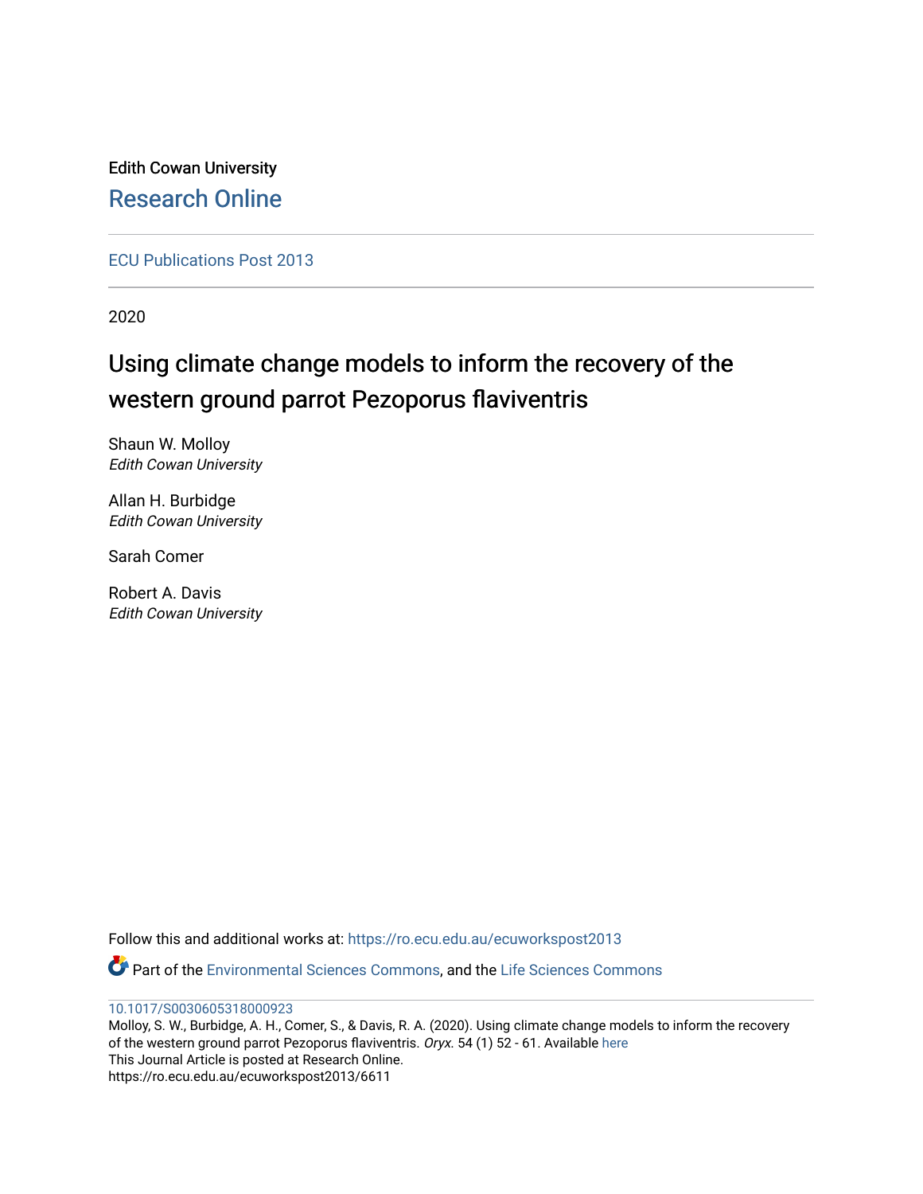Edith Cowan University

Research Online

ECU Publications Post 2013

2020

# Using climate change models to inform the recovery of the western ground parrot Pezoporus flaviventris

Shaun W. Molloy
*Edith Cowan University*

Allan H. Burbidge
*Edith Cowan University*

Sarah Comer

Robert A. Davis
*Edith Cowan University*

Follow this and additional works at: https://ro.ecu.edu.au/ecuworkspost2013

Part of the Environmental Sciences Commons, and the Life Sciences Commons

10.1017/S0030605318000923

Molloy, S. W., Burbidge, A. H., Comer, S., & Davis, R. A. (2020). Using climate change models to inform the recovery of the western ground parrot Pezoporus flaviventris. *Oryx*. 54 (1) 52 - 61. Available here

This Journal Article is posted at Research Online.

https://ro.ecu.edu.au/ecuworkspost2013/6611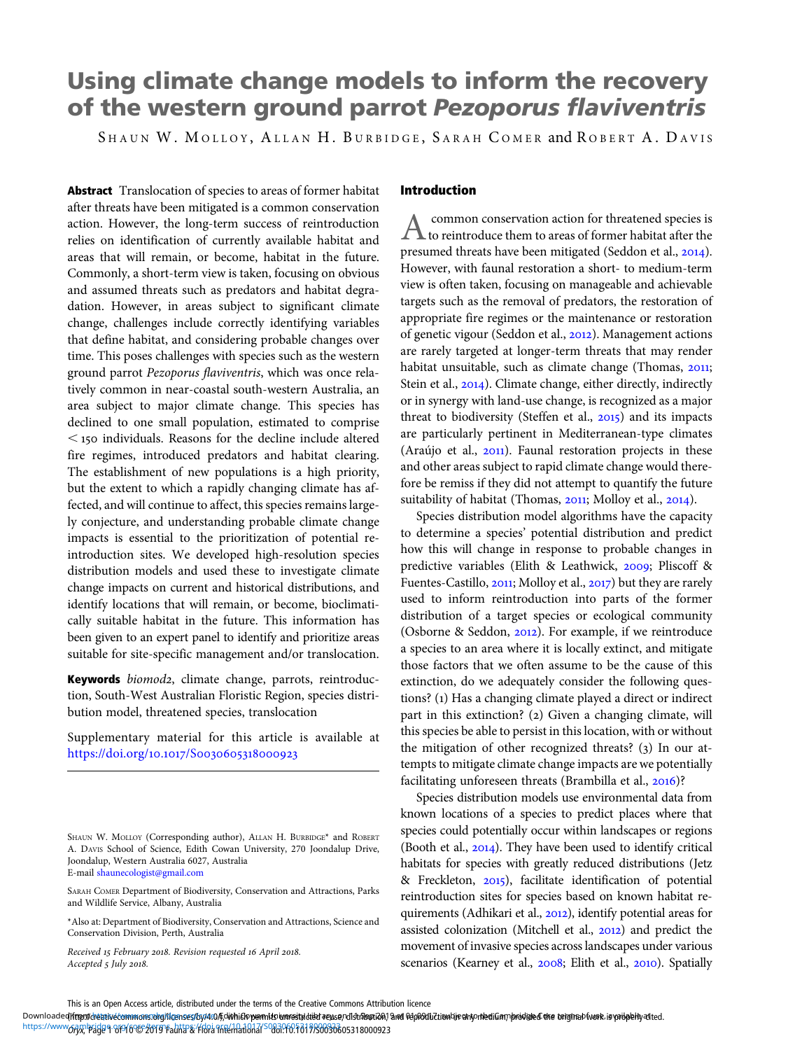# Using climate change models to inform the recovery of the western ground parrot *Pezoporus flaviventris*

SHAUN W. MOLLOY, ALLAN H. BURBIDGE, SARAH COMER and ROBERT A. DAVIS

**Abstract** Translocation of species to areas of former habitat after threats have been mitigated is a common conservation action. However, the long-term success of reintroduction relies on identification of currently available habitat and areas that will remain, or become, habitat in the future. Commonly, a short-term view is taken, focusing on obvious and assumed threats such as predators and habitat degradation. However, in areas subject to significant climate change, challenges include correctly identifying variables that define habitat, and considering probable changes over time. This poses challenges with species such as the western ground parrot *Pezoporus flaviventris*, which was once relatively common in near-coastal south-western Australia, an area subject to major climate change. This species has declined to one small population, estimated to comprise < 150 individuals. Reasons for the decline include altered fire regimes, introduced predators and habitat clearing. The establishment of new populations is a high priority, but the extent to which a rapidly changing climate has affected, and will continue to affect, this species remains largely conjecture, and understanding probable climate change impacts is essential to the prioritization of potential reintroduction sites. We developed high-resolution species distribution models and used these to investigate climate change impacts on current and historical distributions, and identify locations that will remain, or become, bioclimatically suitable habitat in the future. This information has been given to an expert panel to identify and prioritize areas suitable for site-specific management and/or translocation.

**Keywords** *biomod2*, climate change, parrots, reintroduction, South-West Australian Floristic Region, species distribution model, threatened species, translocation

Supplementary material for this article is available at https://doi.org/10.1017/S0030605318000923

SHAUN W. MOLLOY (Corresponding author), ALLAN H. BURBIDGE* and ROBERT A. DAVIS School of Science, Edith Cowan University, 270 Joondalup Drive, Joondalup, Western Australia 6027, Australia
E-mail shaunecologist@gmail.com

SARAH COMER Department of Biodiversity, Conservation and Attractions, Parks and Wildlife Service, Albany, Australia

*Also at: Department of Biodiversity, Conservation and Attractions, Science and Conservation Division, Perth, Australia

Received 15 February 2018. Revision requested 16 April 2018.
Accepted 5 July 2018.

## Introduction

A common conservation action for threatened species is to reintroduce them to areas of former habitat after the presumed threats have been mitigated (Seddon et al., 2014). However, with faunal restoration a short- to medium-term view is often taken, focusing on manageable and achievable targets such as the removal of predators, the restoration of appropriate fire regimes or the maintenance or restoration of genetic vigour (Seddon et al., 2012). Management actions are rarely targeted at longer-term threats that may render habitat unsuitable, such as climate change (Thomas, 2011; Stein et al., 2014). Climate change, either directly, indirectly or in synergy with land-use change, is recognized as a major threat to biodiversity (Steffen et al., 2015) and its impacts are particularly pertinent in Mediterranean-type climates (Araújo et al., 2011). Faunal restoration projects in these and other areas subject to rapid climate change would therefore be remiss if they did not attempt to quantify the future suitability of habitat (Thomas, 2011; Molloy et al., 2014).

Species distribution model algorithms have the capacity to determine a species' potential distribution and predict how this will change in response to probable changes in predictive variables (Elith & Leathwick, 2009; Pliscoff & Fuentes-Castillo, 2011; Molloy et al., 2017) but they are rarely used to inform reintroduction into parts of the former distribution of a target species or ecological community (Osborne & Seddon, 2012). For example, if we reintroduce a species to an area where it is locally extinct, and mitigate those factors that we often assume to be the cause of this extinction, do we adequately consider the following questions? (1) Has a changing climate played a direct or indirect part in this extinction? (2) Given a changing climate, will this species be able to persist in this location, with or without the mitigation of other recognized threats? (3) In our attempts to mitigate climate change impacts are we potentially facilitating unforeseen threats (Brambilla et al., 2016)?

Species distribution models use environmental data from known locations of a species to predict places where that species could potentially occur within landscapes or regions (Booth et al., 2014). They have been used to identify critical habitats for species with greatly reduced distributions (Jetz & Freckleton, 2015), facilitate identification of potential reintroduction sites for species based on known habitat requirements (Adhikari et al., 2012), identify potential areas for assisted colonization (Mitchell et al., 2012) and predict the movement of invasive species across landscapes under various scenarios (Kearney et al., 2008; Elith et al., 2010). Spatially

This is an Open Access article, distributed under the terms of the Creative Commons Attribution licence (http://creativecommons.org/licenses/by/4.0/), which permits unrestricted re-use, distribution, and reproduction in any medium, provided the original work is properly cited.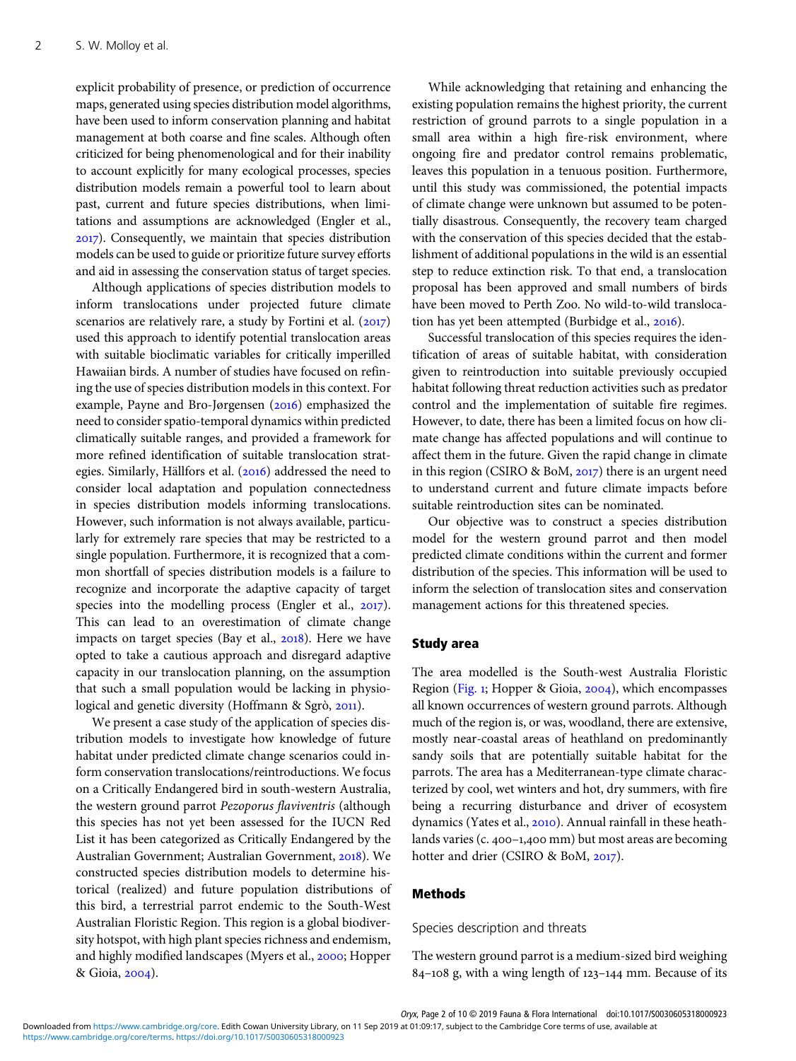explicit probability of presence, or prediction of occurrence maps, generated using species distribution model algorithms, have been used to inform conservation planning and habitat management at both coarse and fine scales. Although often criticized for being phenomenological and for their inability to account explicitly for many ecological processes, species distribution models remain a powerful tool to learn about past, current and future species distributions, when limitations and assumptions are acknowledged (Engler et al., 2017). Consequently, we maintain that species distribution models can be used to guide or prioritize future survey efforts and aid in assessing the conservation status of target species.

Although applications of species distribution models to inform translocations under projected future climate scenarios are relatively rare, a study by Fortini et al. (2017) used this approach to identify potential translocation areas with suitable bioclimatic variables for critically imperilled Hawaiian birds. A number of studies have focused on refining the use of species distribution models in this context. For example, Payne and Bro-Jørgensen (2016) emphasized the need to consider spatio-temporal dynamics within predicted climatically suitable ranges, and provided a framework for more refined identification of suitable translocation strategies. Similarly, Hällfors et al. (2016) addressed the need to consider local adaptation and population connectedness in species distribution models informing translocations. However, such information is not always available, particularly for extremely rare species that may be restricted to a single population. Furthermore, it is recognized that a common shortfall of species distribution models is a failure to recognize and incorporate the adaptive capacity of target species into the modelling process (Engler et al., 2017). This can lead to an overestimation of climate change impacts on target species (Bay et al., 2018). Here we have opted to take a cautious approach and disregard adaptive capacity in our translocation planning, on the assumption that such a small population would be lacking in physiological and genetic diversity (Hoffmann & Sgrò, 2011).

We present a case study of the application of species distribution models to investigate how knowledge of future habitat under predicted climate change scenarios could inform conservation translocations/reintroductions. We focus on a Critically Endangered bird in south-western Australia, the western ground parrot *Pezoporus flaviventris* (although this species has not yet been assessed for the IUCN Red List it has been categorized as Critically Endangered by the Australian Government; Australian Government, 2018). We constructed species distribution models to determine historical (realized) and future population distributions of this bird, a terrestrial parrot endemic to the South-West Australian Floristic Region. This region is a global biodiversity hotspot, with high plant species richness and endemism, and highly modified landscapes (Myers et al., 2000; Hopper & Gioia, 2004).

While acknowledging that retaining and enhancing the existing population remains the highest priority, the current restriction of ground parrots to a single population in a small area within a high fire-risk environment, where ongoing fire and predator control remains problematic, leaves this population in a tenuous position. Furthermore, until this study was commissioned, the potential impacts of climate change were unknown but assumed to be potentially disastrous. Consequently, the recovery team charged with the conservation of this species decided that the establishment of additional populations in the wild is an essential step to reduce extinction risk. To that end, a translocation proposal has been approved and small numbers of birds have been moved to Perth Zoo. No wild-to-wild translocation has yet been attempted (Burbidge et al., 2016).

Successful translocation of this species requires the identification of areas of suitable habitat, with consideration given to reintroduction into suitable previously occupied habitat following threat reduction activities such as predator control and the implementation of suitable fire regimes. However, to date, there has been a limited focus on how climate change has affected populations and will continue to affect them in the future. Given the rapid change in climate in this region (CSIRO & BoM, 2017) there is an urgent need to understand current and future climate impacts before suitable reintroduction sites can be nominated.

Our objective was to construct a species distribution model for the western ground parrot and then model predicted climate conditions within the current and former distribution of the species. This information will be used to inform the selection of translocation sites and conservation management actions for this threatened species.

## Study area

The area modelled is the South-west Australia Floristic Region (Fig. 1; Hopper & Gioia, 2004), which encompasses all known occurrences of western ground parrots. Although much of the region is, or was, woodland, there are extensive, mostly near-coastal areas of heathland on predominantly sandy soils that are potentially suitable habitat for the parrots. The area has a Mediterranean-type climate characterized by cool, wet winters and hot, dry summers, with fire being a recurring disturbance and driver of ecosystem dynamics (Yates et al., 2010). Annual rainfall in these heathlands varies (c. 400–1,400 mm) but most areas are becoming hotter and drier (CSIRO & BoM, 2017).

## Methods

### Species description and threats

The western ground parrot is a medium-sized bird weighing 84–108 g, with a wing length of 123–144 mm. Because of its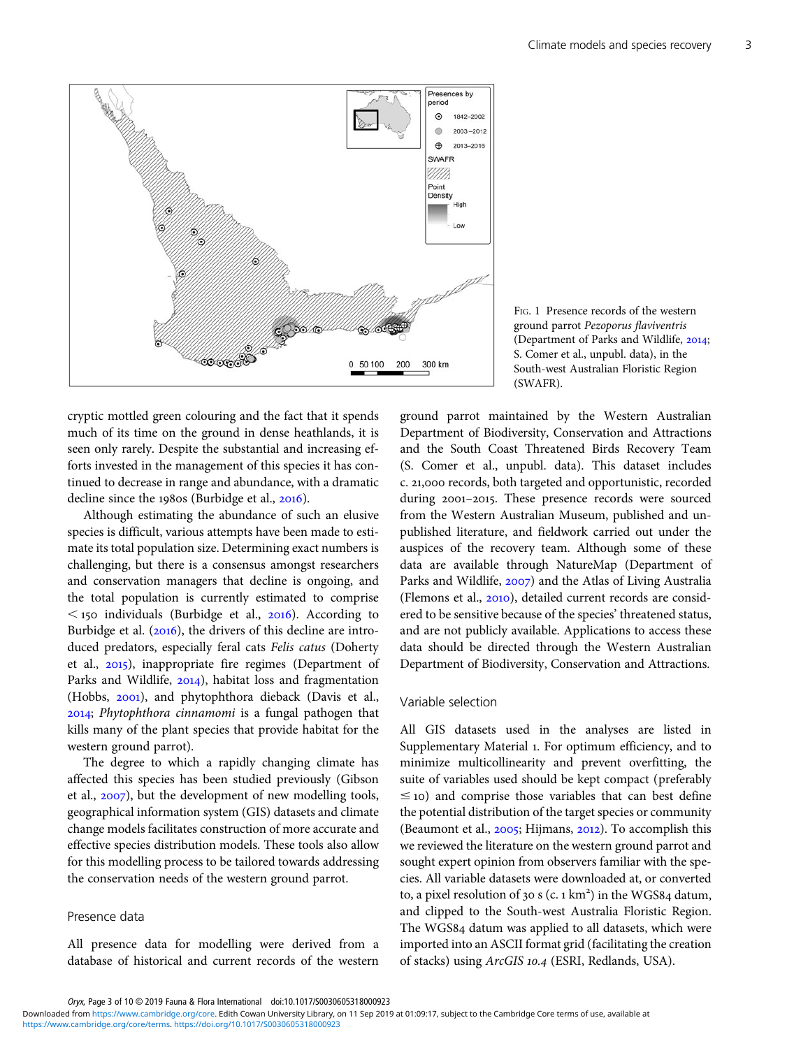Fig. 1 Presence records of the western ground parrot *Pezoporus flaviventris* (Department of Parks and Wildlife, 2014; S. Comer et al., unpubl. data), in the South-west Australian Floristic Region (SWAFR).

cryptic mottled green colouring and the fact that it spends much of its time on the ground in dense heathlands, it is seen only rarely. Despite the substantial and increasing efforts invested in the management of this species it has continued to decrease in range and abundance, with a dramatic decline since the 1980s (Burbidge et al., 2016).

Although estimating the abundance of such an elusive species is difficult, various attempts have been made to estimate its total population size. Determining exact numbers is challenging, but there is a consensus amongst researchers and conservation managers that decline is ongoing, and the total population is currently estimated to comprise $< 150$ individuals (Burbidge et al., 2016). According to Burbidge et al. (2016), the drivers of this decline are introduced predators, especially feral cats *Felis catus* (Doherty et al., 2015), inappropriate fire regimes (Department of Parks and Wildlife, 2014), habitat loss and fragmentation (Hobbs, 2001), and phytophthora dieback (Davis et al., 2014; *Phytophthora cinnamomi* is a fungal pathogen that kills many of the plant species that provide habitat for the western ground parrot).

The degree to which a rapidly changing climate has affected this species has been studied previously (Gibson et al., 2007), but the development of new modelling tools, geographical information system (GIS) datasets and climate change models facilitates construction of more accurate and effective species distribution models. These tools also allow for this modelling process to be tailored towards addressing the conservation needs of the western ground parrot.

## Presence data

All presence data for modelling were derived from a database of historical and current records of the western ground parrot maintained by the Western Australian Department of Biodiversity, Conservation and Attractions and the South Coast Threatened Birds Recovery Team (S. Comer et al., unpubl. data). This dataset includes c. 21,000 records, both targeted and opportunistic, recorded during 2001–2015. These presence records were sourced from the Western Australian Museum, published and unpublished literature, and fieldwork carried out under the auspices of the recovery team. Although some of these data are available through NatureMap (Department of Parks and Wildlife, 2007) and the Atlas of Living Australia (Flemons et al., 2010), detailed current records are considered to be sensitive because of the species' threatened status, and are not publicly available. Applications to access these data should be directed through the Western Australian Department of Biodiversity, Conservation and Attractions.

## Variable selection

All GIS datasets used in the analyses are listed in Supplementary Material 1. For optimum efficiency, and to minimize multicollinearity and prevent overfitting, the suite of variables used should be kept compact (preferably $\leq 10$) and comprise those variables that can best define the potential distribution of the target species or community (Beaumont et al., 2005; Hijmans, 2012). To accomplish this we reviewed the literature on the western ground parrot and sought expert opinion from observers familiar with the species. All variable datasets were downloaded at, or converted to, a pixel resolution of 30 s (c. 1 km$^2$) in the WGS84 datum, and clipped to the South-west Australia Floristic Region. The WGS84 datum was applied to all datasets, which were imported into an ASCII format grid (facilitating the creation of stacks) using *ArcGIS 10.4* (ESRI, Redlands, USA).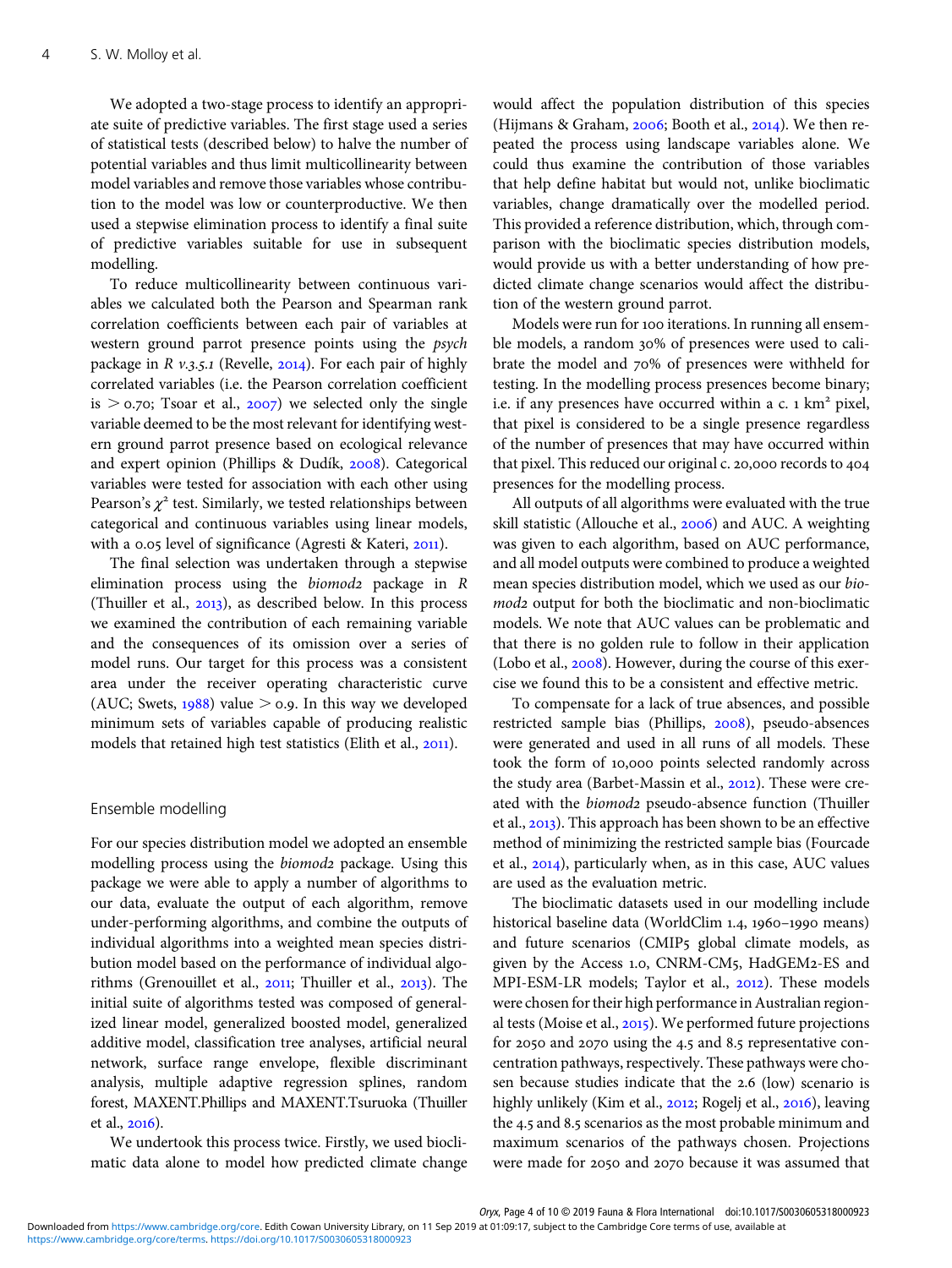We adopted a two-stage process to identify an appropriate suite of predictive variables. The first stage used a series of statistical tests (described below) to halve the number of potential variables and thus limit multicollinearity between model variables and remove those variables whose contribution to the model was low or counterproductive. We then used a stepwise elimination process to identify a final suite of predictive variables suitable for use in subsequent modelling.

To reduce multicollinearity between continuous variables we calculated both the Pearson and Spearman rank correlation coefficients between each pair of variables at western ground parrot presence points using the *psych* package in *R v.3.5.1* (Revelle, 2014). For each pair of highly correlated variables (i.e. the Pearson correlation coefficient is $> 0.70$; Tsoar et al., 2007) we selected only the single variable deemed to be the most relevant for identifying western ground parrot presence based on ecological relevance and expert opinion (Phillips & Dudík, 2008). Categorical variables were tested for association with each other using Pearson's $\chi^2$ test. Similarly, we tested relationships between categorical and continuous variables using linear models, with a 0.05 level of significance (Agresti & Kateri, 2011).

The final selection was undertaken through a stepwise elimination process using the *biomod2* package in *R* (Thuiller et al., 2013), as described below. In this process we examined the contribution of each remaining variable and the consequences of its omission over a series of model runs. Our target for this process was a consistent area under the receiver operating characteristic curve (AUC; Swets, 1988) value $> 0.9$. In this way we developed minimum sets of variables capable of producing realistic models that retained high test statistics (Elith et al., 2011).

## Ensemble modelling

For our species distribution model we adopted an ensemble modelling process using the *biomod2* package. Using this package we were able to apply a number of algorithms to our data, evaluate the output of each algorithm, remove under-performing algorithms, and combine the outputs of individual algorithms into a weighted mean species distribution model based on the performance of individual algorithms (Grenouillet et al., 2011; Thuiller et al., 2013). The initial suite of algorithms tested was composed of generalized linear model, generalized boosted model, generalized additive model, classification tree analyses, artificial neural network, surface range envelope, flexible discriminant analysis, multiple adaptive regression splines, random forest, MAXENT.Phillips and MAXENT.Tsuruoka (Thuiller et al., 2016).

We undertook this process twice. Firstly, we used bioclimatic data alone to model how predicted climate change would affect the population distribution of this species (Hijmans & Graham, 2006; Booth et al., 2014). We then repeated the process using landscape variables alone. We could thus examine the contribution of those variables that help define habitat but would not, unlike bioclimatic variables, change dramatically over the modelled period. This provided a reference distribution, which, through comparison with the bioclimatic species distribution models, would provide us with a better understanding of how predicted climate change scenarios would affect the distribution of the western ground parrot.

Models were run for 100 iterations. In running all ensemble models, a random 30% of presences were used to calibrate the model and 70% of presences were withheld for testing. In the modelling process presences become binary; i.e. if any presences have occurred within a c. 1 km² pixel, that pixel is considered to be a single presence regardless of the number of presences that may have occurred within that pixel. This reduced our original c. 20,000 records to 404 presences for the modelling process.

All outputs of all algorithms were evaluated with the true skill statistic (Allouche et al., 2006) and AUC. A weighting was given to each algorithm, based on AUC performance, and all model outputs were combined to produce a weighted mean species distribution model, which we used as our *biomod2* output for both the bioclimatic and non-bioclimatic models. We note that AUC values can be problematic and that there is no golden rule to follow in their application (Lobo et al., 2008). However, during the course of this exercise we found this to be a consistent and effective metric.

To compensate for a lack of true absences, and possible restricted sample bias (Phillips, 2008), pseudo-absences were generated and used in all runs of all models. These took the form of 10,000 points selected randomly across the study area (Barbet-Massin et al., 2012). These were created with the *biomod2* pseudo-absence function (Thuiller et al., 2013). This approach has been shown to be an effective method of minimizing the restricted sample bias (Fourcade et al., 2014), particularly when, as in this case, AUC values are used as the evaluation metric.

The bioclimatic datasets used in our modelling include historical baseline data (WorldClim 1.4, 1960–1990 means) and future scenarios (CMIP5 global climate models, as given by the Access 1.0, CNRM-CM5, HadGEM2-ES and MPI-ESM-LR models; Taylor et al., 2012). These models were chosen for their high performance in Australian regional tests (Moise et al., 2015). We performed future projections for 2050 and 2070 using the 4.5 and 8.5 representative concentration pathways, respectively. These pathways were chosen because studies indicate that the 2.6 (low) scenario is highly unlikely (Kim et al., 2012; Rogelj et al., 2016), leaving the 4.5 and 8.5 scenarios as the most probable minimum and maximum scenarios of the pathways chosen. Projections were made for 2050 and 2070 because it was assumed that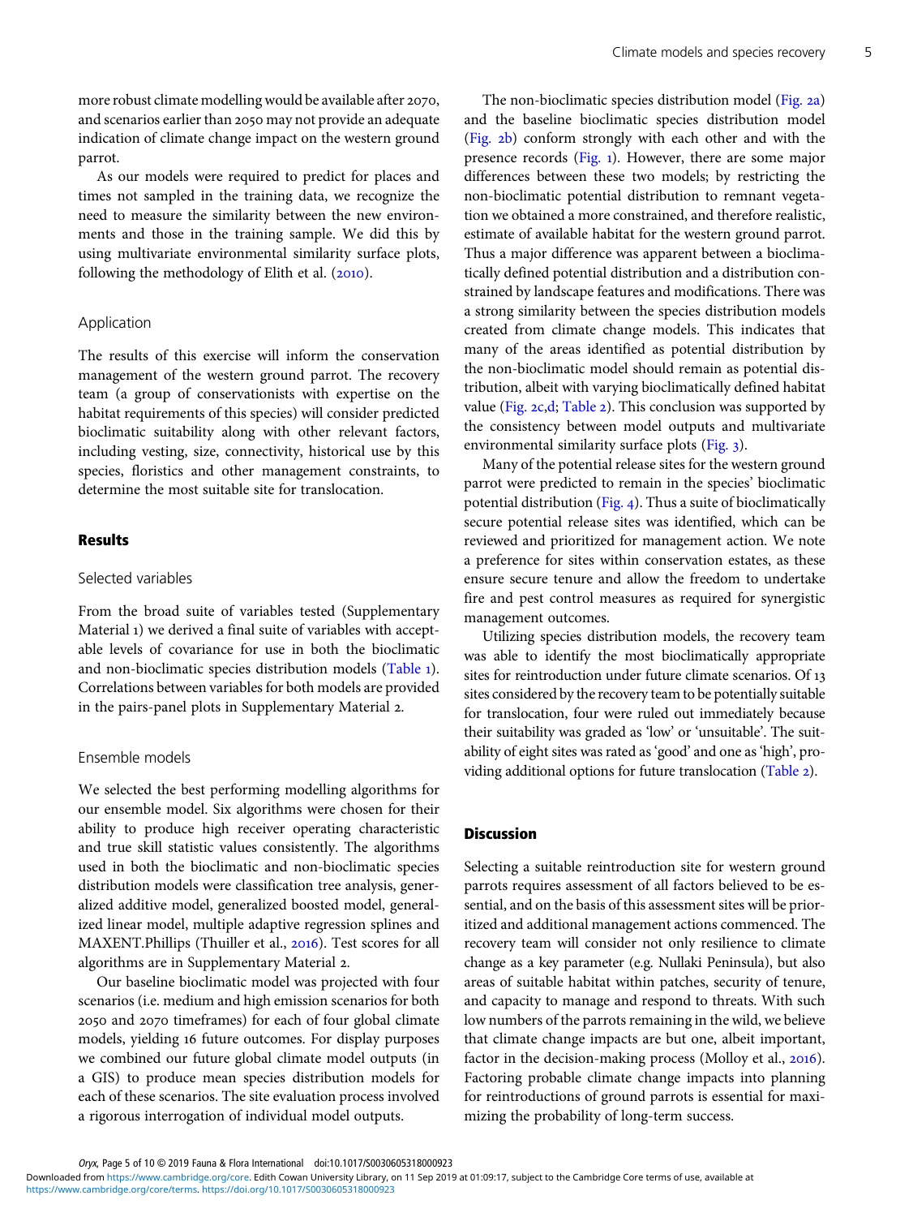more robust climate modelling would be available after 2070, and scenarios earlier than 2050 may not provide an adequate indication of climate change impact on the western ground parrot.

As our models were required to predict for places and times not sampled in the training data, we recognize the need to measure the similarity between the new environments and those in the training sample. We did this by using multivariate environmental similarity surface plots, following the methodology of Elith et al. (2010).

### Application

The results of this exercise will inform the conservation management of the western ground parrot. The recovery team (a group of conservationists with expertise on the habitat requirements of this species) will consider predicted bioclimatic suitability along with other relevant factors, including vesting, size, connectivity, historical use by this species, floristics and other management constraints, to determine the most suitable site for translocation.

## Results

### Selected variables

From the broad suite of variables tested (Supplementary Material 1) we derived a final suite of variables with acceptable levels of covariance for use in both the bioclimatic and non-bioclimatic species distribution models (Table 1). Correlations between variables for both models are provided in the pairs-panel plots in Supplementary Material 2.

### Ensemble models

We selected the best performing modelling algorithms for our ensemble model. Six algorithms were chosen for their ability to produce high receiver operating characteristic and true skill statistic values consistently. The algorithms used in both the bioclimatic and non-bioclimatic species distribution models were classification tree analysis, generalized additive model, generalized boosted model, generalized linear model, multiple adaptive regression splines and MAXENT.Phillips (Thuiller et al., 2016). Test scores for all algorithms are in Supplementary Material 2.

Our baseline bioclimatic model was projected with four scenarios (i.e. medium and high emission scenarios for both 2050 and 2070 timeframes) for each of four global climate models, yielding 16 future outcomes. For display purposes we combined our future global climate model outputs (in a GIS) to produce mean species distribution models for each of these scenarios. The site evaluation process involved a rigorous interrogation of individual model outputs.

The non-bioclimatic species distribution model (Fig. 2a) and the baseline bioclimatic species distribution model (Fig. 2b) conform strongly with each other and with the presence records (Fig. 1). However, there are some major differences between these two models; by restricting the non-bioclimatic potential distribution to remnant vegetation we obtained a more constrained, and therefore realistic, estimate of available habitat for the western ground parrot. Thus a major difference was apparent between a bioclimatically defined potential distribution and a distribution constrained by landscape features and modifications. There was a strong similarity between the species distribution models created from climate change models. This indicates that many of the areas identified as potential distribution by the non-bioclimatic model should remain as potential distribution, albeit with varying bioclimatically defined habitat value (Fig. 2c,d; Table 2). This conclusion was supported by the consistency between model outputs and multivariate environmental similarity surface plots (Fig. 3).

Many of the potential release sites for the western ground parrot were predicted to remain in the species' bioclimatic potential distribution (Fig. 4). Thus a suite of bioclimatically secure potential release sites was identified, which can be reviewed and prioritized for management action. We note a preference for sites within conservation estates, as these ensure secure tenure and allow the freedom to undertake fire and pest control measures as required for synergistic management outcomes.

Utilizing species distribution models, the recovery team was able to identify the most bioclimatically appropriate sites for reintroduction under future climate scenarios. Of 13 sites considered by the recovery team to be potentially suitable for translocation, four were ruled out immediately because their suitability was graded as 'low' or 'unsuitable'. The suitability of eight sites was rated as 'good' and one as 'high', providing additional options for future translocation (Table 2).

## Discussion

Selecting a suitable reintroduction site for western ground parrots requires assessment of all factors believed to be essential, and on the basis of this assessment sites will be prioritized and additional management actions commenced. The recovery team will consider not only resilience to climate change as a key parameter (e.g. Nullaki Peninsula), but also areas of suitable habitat within patches, security of tenure, and capacity to manage and respond to threats. With such low numbers of the parrots remaining in the wild, we believe that climate change impacts are but one, albeit important, factor in the decision-making process (Molloy et al., 2016). Factoring probable climate change impacts into planning for reintroductions of ground parrots is essential for maximizing the probability of long-term success.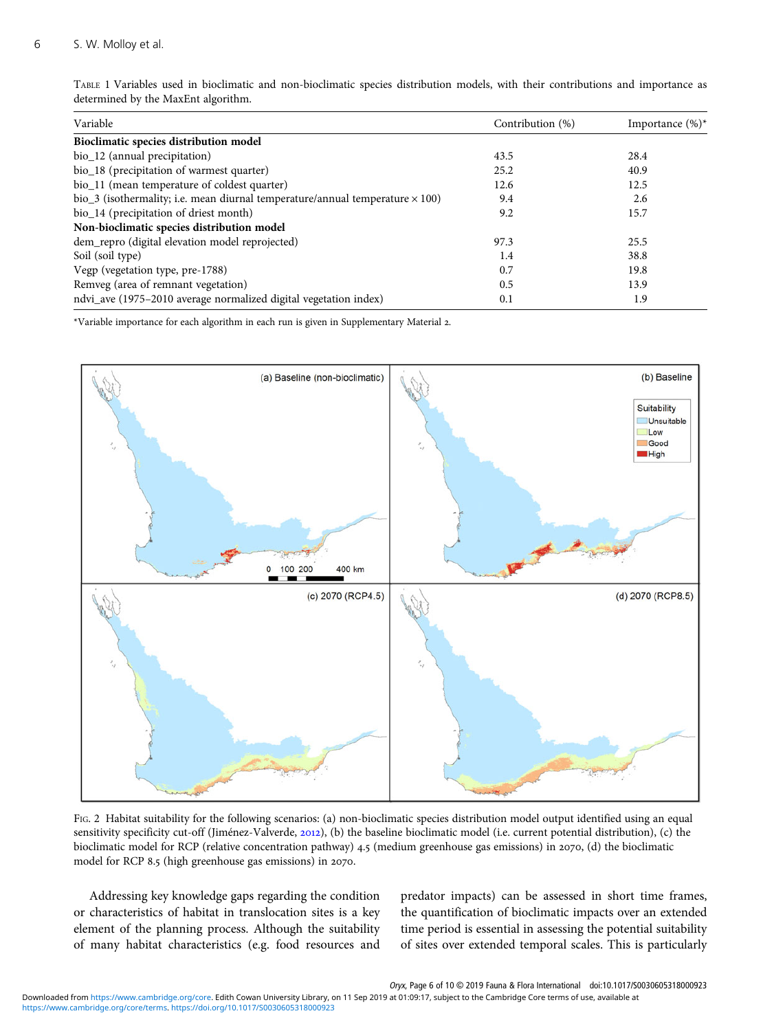Table 1 Variables used in bioclimatic and non-bioclimatic species distribution models, with their contributions and importance as determined by the MaxEnt algorithm.

| Variable | Contribution (%) | Importance (%)* |
|---|---|---|
| **Bioclimatic species distribution model** | | |
| bio_12 (annual precipitation) | 43.5 | 28.4 |
| bio_18 (precipitation of warmest quarter) | 25.2 | 40.9 |
| bio_11 (mean temperature of coldest quarter) | 12.6 | 12.5 |
| bio_3 (isothermality; i.e. mean diurnal temperature/annual temperature × 100) | 9.4 | 2.6 |
| bio_14 (precipitation of driest month) | 9.2 | 15.7 |
| **Non-bioclimatic species distribution model** | | |
| dem_repro (digital elevation model reprojected) | 97.3 | 25.5 |
| Soil (soil type) | 1.4 | 38.8 |
| Vegp (vegetation type, pre-1788) | 0.7 | 19.8 |
| Remveg (area of remnant vegetation) | 0.5 | 13.9 |
| ndvi_ave (1975–2010 average normalized digital vegetation index) | 0.1 | 1.9 |

*Variable importance for each algorithm in each run is given in Supplementary Material 2.

Fig. 2 Habitat suitability for the following scenarios: (a) non-bioclimatic species distribution model output identified using an equal sensitivity specificity cut-off (Jiménez-Valverde, 2012), (b) the baseline bioclimatic model (i.e. current potential distribution), (c) the bioclimatic model for RCP (relative concentration pathway) 4.5 (medium greenhouse gas emissions) in 2070, (d) the bioclimatic model for RCP 8.5 (high greenhouse gas emissions) in 2070.

Addressing key knowledge gaps regarding the condition or characteristics of habitat in translocation sites is a key element of the planning process. Although the suitability of many habitat characteristics (e.g. food resources and predator impacts) can be assessed in short time frames, the quantification of bioclimatic impacts over an extended time period is essential in assessing the potential suitability of sites over extended temporal scales. This is particularly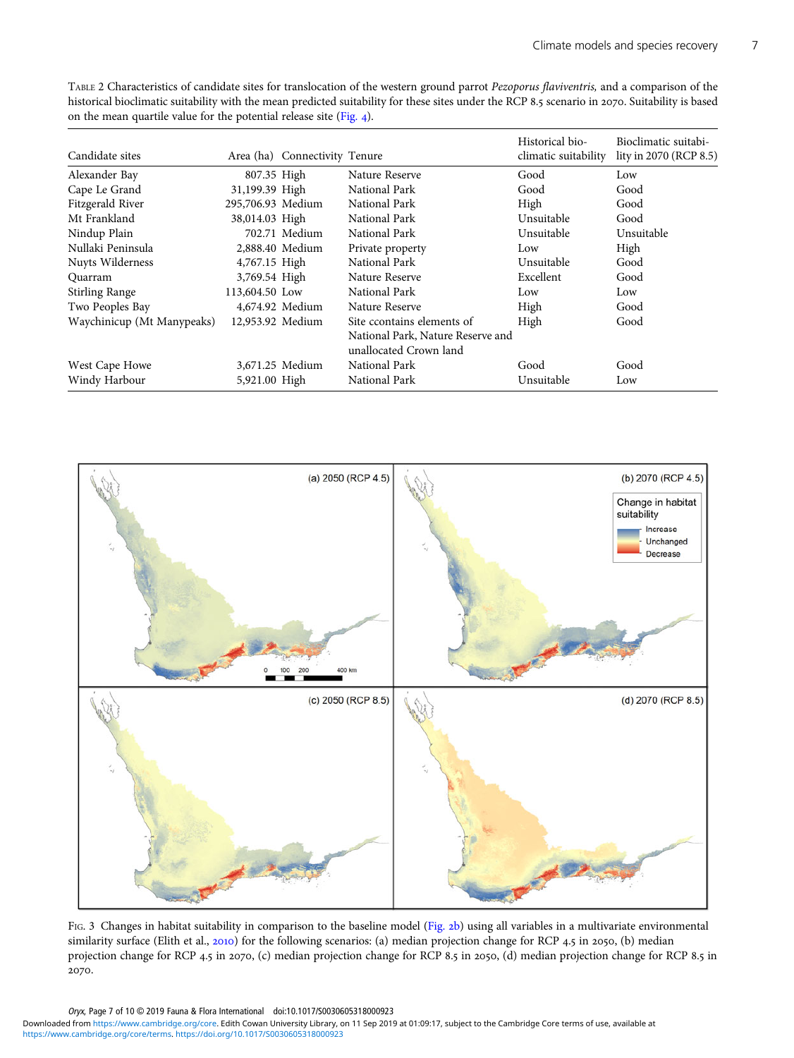Table 2 Characteristics of candidate sites for translocation of the western ground parrot *Pezoporus flaviventris,* and a comparison of the historical bioclimatic suitability with the mean predicted suitability for these sites under the RCP 8.5 scenario in 2070. Suitability is based on the mean quartile value for the potential release site (Fig. 4).

| Candidate sites | Area (ha) | Connectivity | Tenure | Historical bio-climatic suitability | Bioclimatic suitability in 2070 (RCP 8.5) |
|---|---|---|---|---|---|
| Alexander Bay | 807.35 | High | Nature Reserve | Good | Low |
| Cape Le Grand | 31,199.39 | High | National Park | Good | Good |
| Fitzgerald River | 295,706.93 | Medium | National Park | High | Good |
| Mt Frankland | 38,014.03 | High | National Park | Unsuitable | Good |
| Nindup Plain | 702.71 | Medium | National Park | Unsuitable | Unsuitable |
| Nullaki Peninsula | 2,888.40 | Medium | Private property | Low | High |
| Nuyts Wilderness | 4,767.15 | High | National Park | Unsuitable | Good |
| Quarram | 3,769.54 | High | Nature Reserve | Excellent | Good |
| Stirling Range | 113,604.50 | Low | National Park | Low | Low |
| Two Peoples Bay | 4,674.92 | Medium | Nature Reserve | High | Good |
| Waychinicup (Mt Manypeaks) | 12,953.92 | Medium | Site ccontains elements of National Park, Nature Reserve and unallocated Crown land | High | Good |
| West Cape Howe | 3,671.25 | Medium | National Park | Good | Good |
| Windy Harbour | 5,921.00 | High | National Park | Unsuitable | Low |

Fig. 3 Changes in habitat suitability in comparison to the baseline model (Fig. 2b) using all variables in a multivariate environmental similarity surface (Elith et al., 2010) for the following scenarios: (a) median projection change for RCP 4.5 in 2050, (b) median projection change for RCP 4.5 in 2070, (c) median projection change for RCP 8.5 in 2050, (d) median projection change for RCP 8.5 in 2070.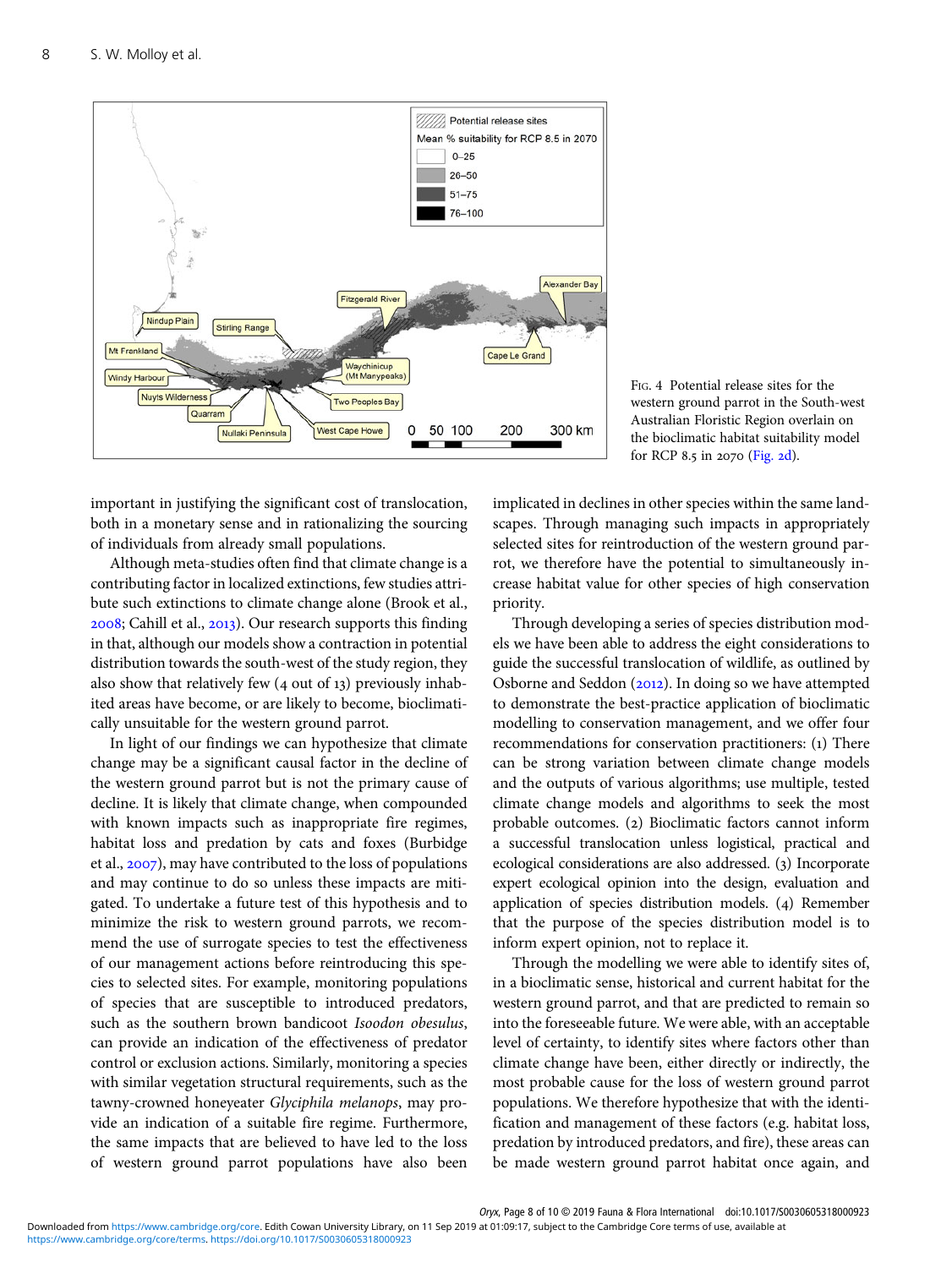Potential release sites
Mean % suitability for RCP 8.5 in 2070
0–25
26–50
51–75
76–100
Alexander Bay
Fitzgerald River
Nindup Plain
Stirling Range
Mt Frankland
Cape Le Grand
Waychinicup (Mt Manypeaks)
Windy Harbour
Nuyts Wilderness
Two Peoples Bay
Quarram
Nullaki Peninsula
West Cape Howe
0 50 100 200 300 km

Fig. 4 Potential release sites for the western ground parrot in the South-west Australian Floristic Region overlain on the bioclimatic habitat suitability model for RCP 8.5 in 2070 (Fig. 2d).

important in justifying the significant cost of translocation, both in a monetary sense and in rationalizing the sourcing of individuals from already small populations.

Although meta-studies often find that climate change is a contributing factor in localized extinctions, few studies attribute such extinctions to climate change alone (Brook et al., 2008; Cahill et al., 2013). Our research supports this finding in that, although our models show a contraction in potential distribution towards the south-west of the study region, they also show that relatively few (4 out of 13) previously inhabited areas have become, or are likely to become, bioclimatically unsuitable for the western ground parrot.

In light of our findings we can hypothesize that climate change may be a significant causal factor in the decline of the western ground parrot but is not the primary cause of decline. It is likely that climate change, when compounded with known impacts such as inappropriate fire regimes, habitat loss and predation by cats and foxes (Burbidge et al., 2007), may have contributed to the loss of populations and may continue to do so unless these impacts are mitigated. To undertake a future test of this hypothesis and to minimize the risk to western ground parrots, we recommend the use of surrogate species to test the effectiveness of our management actions before reintroducing this species to selected sites. For example, monitoring populations of species that are susceptible to introduced predators, such as the southern brown bandicoot *Isoodon obesulus*, can provide an indication of the effectiveness of predator control or exclusion actions. Similarly, monitoring a species with similar vegetation structural requirements, such as the tawny-crowned honeyeater *Glyciphila melanops*, may provide an indication of a suitable fire regime. Furthermore, the same impacts that are believed to have led to the loss of western ground parrot populations have also been implicated in declines in other species within the same landscapes. Through managing such impacts in appropriately selected sites for reintroduction of the western ground parrot, we therefore have the potential to simultaneously increase habitat value for other species of high conservation priority.

Through developing a series of species distribution models we have been able to address the eight considerations to guide the successful translocation of wildlife, as outlined by Osborne and Seddon (2012). In doing so we have attempted to demonstrate the best-practice application of bioclimatic modelling to conservation management, and we offer four recommendations for conservation practitioners: (1) There can be strong variation between climate change models and the outputs of various algorithms; use multiple, tested climate change models and algorithms to seek the most probable outcomes. (2) Bioclimatic factors cannot inform a successful translocation unless logistical, practical and ecological considerations are also addressed. (3) Incorporate expert ecological opinion into the design, evaluation and application of species distribution models. (4) Remember that the purpose of the species distribution model is to inform expert opinion, not to replace it.

Through the modelling we were able to identify sites of, in a bioclimatic sense, historical and current habitat for the western ground parrot, and that are predicted to remain so into the foreseeable future. We were able, with an acceptable level of certainty, to identify sites where factors other than climate change have been, either directly or indirectly, the most probable cause for the loss of western ground parrot populations. We therefore hypothesize that with the identification and management of these factors (e.g. habitat loss, predation by introduced predators, and fire), these areas can be made western ground parrot habitat once again, and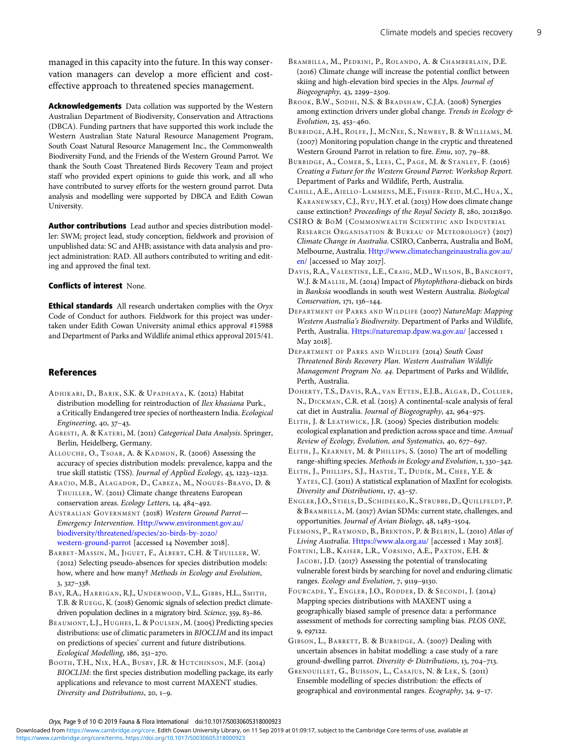managed in this capacity into the future. In this way conservation managers can develop a more efficient and cost-effective approach to threatened species management.

**Acknowledgements** Data collation was supported by the Western Australian Department of Biodiversity, Conservation and Attractions (DBCA). Funding partners that have supported this work include the Western Australian State Natural Resource Management Program, South Coast Natural Resource Management Inc., the Commonwealth Biodiversity Fund, and the Friends of the Western Ground Parrot. We thank the South Coast Threatened Birds Recovery Team and project staff who provided expert opinions to guide this work, and all who have contributed to survey efforts for the western ground parrot. Data analysis and modelling were supported by DBCA and Edith Cowan University.

**Author contributions** Lead author and species distribution modeller: SWM; project lead, study conception, fieldwork and provision of unpublished data: SC and AHB; assistance with data analysis and project administration: RAD. All authors contributed to writing and editing and approved the final text.

**Conflicts of interest** None.

**Ethical standards** All research undertaken complies with the *Oryx* Code of Conduct for authors. Fieldwork for this project was undertaken under Edith Cowan University animal ethics approval #15988 and Department of Parks and Wildlife animal ethics approval 2015/41.

## References

Adhikari, D., Barik, S.K. & Upadhaya, K. (2012) Habitat distribution modelling for reintroduction of *Ilex khasiana* Purk., a Critically Endangered tree species of northeastern India. *Ecological Engineering*, 40, 37–43.

Agresti, A. & Kateri, M. (2011) *Categorical Data Analysis*. Springer, Berlin, Heidelberg, Germany.

Allouche, O., Tsoar, A. & Kadmon, R. (2006) Assessing the accuracy of species distribution models: prevalence, kappa and the true skill statistic (TSS). *Journal of Applied Ecology*, 43, 1223–1232.

Araújo, M.B., Alagador, D., Cabeza, M., Nogués-Bravo, D. & Thuiller, W. (2011) Climate change threatens European conservation areas. *Ecology Letters*, 14, 484–492.

Australian Government (2018) *Western Ground Parrot—Emergency Intervention*. Http://www.environment.gov.au/biodiversity/threatened/species/20-birds-by-2020/western-ground-parrot [accessed 14 November 2018].

Barbet-Massin, M., Jiguet, F., Albert, C.H. & Thuiller, W. (2012) Selecting pseudo-absences for species distribution models: how, where and how many? *Methods in Ecology and Evolution*, 3, 327–338.

Bay, R.A., Harrigan, R.J., Underwood, V.L., Gibbs, H.L., Smith, T.B. & Ruegg, K. (2018) Genomic signals of selection predict climate-driven population declines in a migratory bird. *Science*, 359, 83–86.

Beaumont, L.J., Hughes, L. & Poulsen, M. (2005) Predicting species distributions: use of climatic parameters in *BIOCLIM* and its impact on predictions of species' current and future distributions. *Ecological Modelling*, 186, 251–270.

Booth, T.H., Nix, H.A., Busby, J.R. & Hutchinson, M.F. (2014) *BIOCLIM*: the first species distribution modelling package, its early applications and relevance to most current MAXENT studies. *Diversity and Distributions*, 20, 1–9.

Brambilla, M., Pedrini, P., Rolando, A. & Chamberlain, D.E. (2016) Climate change will increase the potential conflict between skiing and high-elevation bird species in the Alps. *Journal of Biogeography*, 43, 2299–2309.

Brook, B.W., Sodhi, N.S. & Bradshaw, C.J.A. (2008) Synergies among extinction drivers under global change. *Trends in Ecology & Evolution*, 23, 453–460.

Burbidge, A.H., Rolfe, J., McNee, S., Newbey, B. & Williams, M. (2007) Monitoring population change in the cryptic and threatened Western Ground Parrot in relation to fire. *Emu*, 107, 79–88.

Burbidge, A., Comer, S., Lees, C., Page, M. & Stanley, F. (2016) *Creating a Future for the Western Ground Parrot: Workshop Report*. Department of Parks and Wildlife, Perth, Australia.

Cahill, A.E., Aiello-Lammens, M.E., Fisher-Reid, M.C., Hua, X., Karanewsky, C.J., Ryu, H.Y. et al. (2013) How does climate change cause extinction? *Proceedings of the Royal Society B*, 280, 20121890.

CSIRO & BoM (Commonwealth Scientific and Industrial Research Organisation & Bureau of Meteorology) (2017) *Climate Change in Australia*. CSIRO, Canberra, Australia and BoM, Melbourne, Australia. Http://www.climatechangeinaustralia.gov.au/en/ [accessed 10 May 2017].

Davis, R.A., Valentine, L.E., Craig, M.D., Wilson, B., Bancroft, W.J. & Mallie, M. (2014) Impact of *Phytophthora*-dieback on birds in *Banksia* woodlands in south west Western Australia. *Biological Conservation*, 171, 136–144.

Department of Parks and Wildlife (2007) *NatureMap: Mapping Western Australia's Biodiversity*. Department of Parks and Wildlife, Perth, Australia. Https://naturemap.dpaw.wa.gov.au/ [accessed 1 May 2018].

Department of Parks and Wildlife (2014) *South Coast Threatened Birds Recovery Plan. Western Australian Wildlife Management Program No. 44*. Department of Parks and Wildlife, Perth, Australia.

Doherty, T.S., Davis, R.A., van Etten, E.J.B., Algar, D., Collier, N., Dickman, C.R. et al. (2015) A continental-scale analysis of feral cat diet in Australia. *Journal of Biogeography*, 42, 964–975.

Elith, J. & Leathwick, J.R. (2009) Species distribution models: ecological explanation and prediction across space and time. *Annual Review of Ecology, Evolution, and Systematics*, 40, 677–697.

Elith, J., Kearney, M. & Phillips, S. (2010) The art of modelling range-shifting species. *Methods in Ecology and Evolution*, 1, 330–342.

Elith, J., Phillips, S.J., Hastie, T., Dudík, M., Chee, Y.E. & Yates, C.J. (2011) A statistical explanation of MaxEnt for ecologists. *Diversity and Distributions*, 17, 43–57.

Engler, J.O., Stiels, D., Schidelko, K., Strubbe, D., Quillfeldt, P. & Brambilla, M. (2017) Avian SDMs: current state, challenges, and opportunities. *Journal of Avian Biology*, 48, 1483–1504.

Flemons, P., Raymond, B., Brenton, P. & Belbin, L. (2010) *Atlas of Living Australia*. Https://www.ala.org.au/ [accessed 1 May 2018].

Fortini, L.B., Kaiser, L.R., Vorsino, A.E., Paxton, E.H. & Jacobi, J.D. (2017) Assessing the potential of translocating vulnerable forest birds by searching for novel and enduring climatic ranges. *Ecology and Evolution*, 7, 9119–9130.

Fourcade, Y., Engler, J.O., Rödder, D. & Secondi, J. (2014) Mapping species distributions with MAXENT using a geographically biased sample of presence data: a performance assessment of methods for correcting sampling bias. *PLOS ONE*, 9, e97122.

Gibson, L., Barrett, B. & Burbidge, A. (2007) Dealing with uncertain absences in habitat modelling: a case study of a rare ground-dwelling parrot. *Diversity & Distributions*, 13, 704–713.

Grenouillet, G., Buisson, L., Casajus, N. & Lek, S. (2011) Ensemble modelling of species distribution: the effects of geographical and environmental ranges. *Ecography*, 34, 9–17.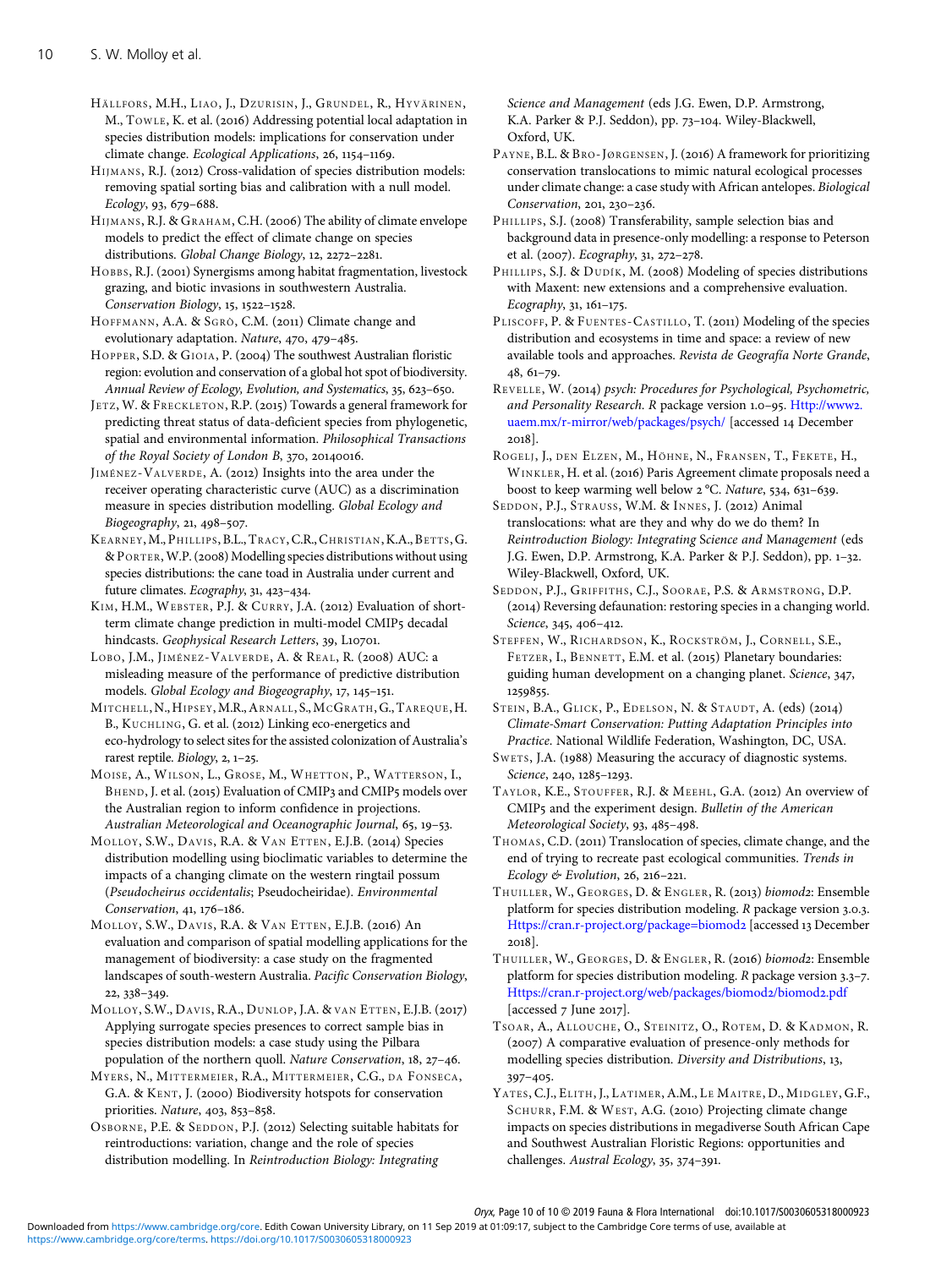Hällfors, M.H., Liao, J., Dzurisin, J., Grundel, R., Hyvärinen, M., Towle, K. et al. (2016) Addressing potential local adaptation in species distribution models: implications for conservation under climate change. *Ecological Applications*, 26, 1154–1169.

Hijmans, R.J. (2012) Cross-validation of species distribution models: removing spatial sorting bias and calibration with a null model. *Ecology*, 93, 679–688.

Hijmans, R.J. & Graham, C.H. (2006) The ability of climate envelope models to predict the effect of climate change on species distributions. *Global Change Biology*, 12, 2272–2281.

Hobbs, R.J. (2001) Synergisms among habitat fragmentation, livestock grazing, and biotic invasions in southwestern Australia. *Conservation Biology*, 15, 1522–1528.

Hoffmann, A.A. & Sgrò, C.M. (2011) Climate change and evolutionary adaptation. *Nature*, 470, 479–485.

Hopper, S.D. & Gioia, P. (2004) The southwest Australian floristic region: evolution and conservation of a global hot spot of biodiversity. *Annual Review of Ecology, Evolution, and Systematics*, 35, 623–650.

Jetz, W. & Freckleton, R.P. (2015) Towards a general framework for predicting threat status of data-deficient species from phylogenetic, spatial and environmental information. *Philosophical Transactions of the Royal Society of London B*, 370, 20140016.

Jiménez-Valverde, A. (2012) Insights into the area under the receiver operating characteristic curve (AUC) as a discrimination measure in species distribution modelling. *Global Ecology and Biogeography*, 21, 498–507.

Kearney, M., Phillips, B.L., Tracy, C.R., Christian, K.A., Betts, G. & Porter, W.P. (2008) Modelling species distributions without using species distributions: the cane toad in Australia under current and future climates. *Ecography*, 31, 423–434.

Kim, H.M., Webster, P.J. & Curry, J.A. (2012) Evaluation of short-term climate change prediction in multi-model CMIP5 decadal hindcasts. *Geophysical Research Letters*, 39, L10701.

Lobo, J.M., Jiménez-Valverde, A. & Real, R. (2008) AUC: a misleading measure of the performance of predictive distribution models. *Global Ecology and Biogeography*, 17, 145–151.

Mitchell, N., Hipsey, M.R., Arnall, S., McGrath, G., Tareque, H. B., Kuchling, G. et al. (2012) Linking eco-energetics and eco-hydrology to select sites for the assisted colonization of Australia's rarest reptile. *Biology*, 2, 1–25.

Moise, A., Wilson, L., Grose, M., Whetton, P., Watterson, I., Bhend, J. et al. (2015) Evaluation of CMIP3 and CMIP5 models over the Australian region to inform confidence in projections. *Australian Meteorological and Oceanographic Journal*, 65, 19–53.

Molloy, S.W., Davis, R.A. & Van Etten, E.J.B. (2014) Species distribution modelling using bioclimatic variables to determine the impacts of a changing climate on the western ringtail possum (*Pseudocheirus occidentalis*; Pseudocheiridae). *Environmental Conservation*, 41, 176–186.

Molloy, S.W., Davis, R.A. & Van Etten, E.J.B. (2016) An evaluation and comparison of spatial modelling applications for the management of biodiversity: a case study on the fragmented landscapes of south-western Australia. *Pacific Conservation Biology*, 22, 338–349.

Molloy, S.W., Davis, R.A., Dunlop, J.A. & van Etten, E.J.B. (2017) Applying surrogate species presences to correct sample bias in species distribution models: a case study using the Pilbara population of the northern quoll. *Nature Conservation*, 18, 27–46.

Myers, N., Mittermeier, R.A., Mittermeier, C.G., da Fonseca, G.A. & Kent, J. (2000) Biodiversity hotspots for conservation priorities. *Nature*, 403, 853–858.

Osborne, P.E. & Seddon, P.J. (2012) Selecting suitable habitats for reintroductions: variation, change and the role of species distribution modelling. In *Reintroduction Biology: Integrating Science and Management* (eds J.G. Ewen, D.P. Armstrong, K.A. Parker & P.J. Seddon), pp. 73–104. Wiley-Blackwell, Oxford, UK.

Payne, B.L. & Bro-Jørgensen, J. (2016) A framework for prioritizing conservation translocations to mimic natural ecological processes under climate change: a case study with African antelopes. *Biological Conservation*, 201, 230–236.

Phillips, S.J. (2008) Transferability, sample selection bias and background data in presence-only modelling: a response to Peterson et al. (2007). *Ecography*, 31, 272–278.

Phillips, S.J. & Dudík, M. (2008) Modeling of species distributions with Maxent: new extensions and a comprehensive evaluation. *Ecography*, 31, 161–175.

Pliscoff, P. & Fuentes-Castillo, T. (2011) Modeling of the species distribution and ecosystems in time and space: a review of new available tools and approaches. *Revista de Geografía Norte Grande*, 48, 61–79.

Revelle, W. (2014) *psych: Procedures for Psychological, Psychometric, and Personality Research. R* package version 1.0–95. Http://www2.uaem.mx/r-mirror/web/packages/psych/ [accessed 14 December 2018].

Rogelj, J., den Elzen, M., Höhne, N., Fransen, T., Fekete, H., Winkler, H. et al. (2016) Paris Agreement climate proposals need a boost to keep warming well below 2 °C. *Nature*, 534, 631–639.

Seddon, P.J., Strauss, W.M. & Innes, J. (2012) Animal translocations: what are they and why do we do them? In *Reintroduction Biology: Integrating Science and Management* (eds J.G. Ewen, D.P. Armstrong, K.A. Parker & P.J. Seddon), pp. 1–32. Wiley-Blackwell, Oxford, UK.

Seddon, P.J., Griffiths, C.J., Soorae, P.S. & Armstrong, D.P. (2014) Reversing defaunation: restoring species in a changing world. *Science*, 345, 406–412.

Steffen, W., Richardson, K., Rockström, J., Cornell, S.E., Fetzer, I., Bennett, E.M. et al. (2015) Planetary boundaries: guiding human development on a changing planet. *Science*, 347, 1259855.

Stein, B.A., Glick, P., Edelson, N. & Staudt, A. (eds) (2014) *Climate-Smart Conservation: Putting Adaptation Principles into Practice*. National Wildlife Federation, Washington, DC, USA.

Swets, J.A. (1988) Measuring the accuracy of diagnostic systems. *Science*, 240, 1285–1293.

Taylor, K.E., Stouffer, R.J. & Meehl, G.A. (2012) An overview of CMIP5 and the experiment design. *Bulletin of the American Meteorological Society*, 93, 485–498.

Thomas, C.D. (2011) Translocation of species, climate change, and the end of trying to recreate past ecological communities. *Trends in Ecology & Evolution*, 26, 216–221.

Thuiller, W., Georges, D. & Engler, R. (2013) *biomod2*: Ensemble platform for species distribution modeling. *R* package version 3.0.3. Https://cran.r-project.org/package=biomod2 [accessed 13 December 2018].

Thuiller, W., Georges, D. & Engler, R. (2016) *biomod2*: Ensemble platform for species distribution modeling. *R* package version 3.3–7. Https://cran.r-project.org/web/packages/biomod2/biomod2.pdf [accessed 7 June 2017].

Tsoar, A., Allouche, O., Steinitz, O., Rotem, D. & Kadmon, R. (2007) A comparative evaluation of presence-only methods for modelling species distribution. *Diversity and Distributions*, 13, 397–405.

Yates, C.J., Elith, J., Latimer, A.M., Le Maitre, D., Midgley, G.F., Schurr, F.M. & West, A.G. (2010) Projecting climate change impacts on species distributions in megadiverse South African Cape and Southwest Australian Floristic Regions: opportunities and challenges. *Austral Ecology*, 35, 374–391.